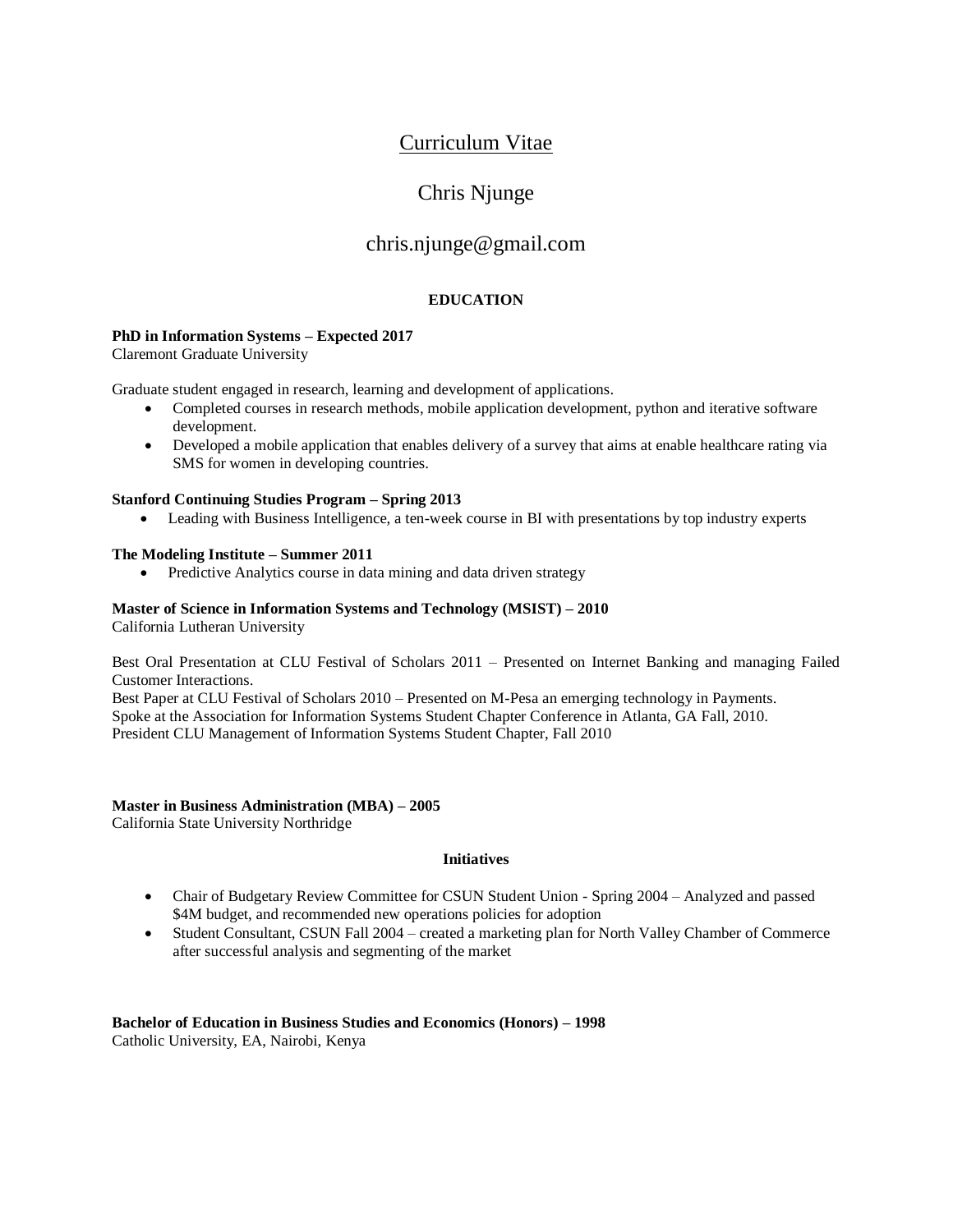# Curriculum Vitae

## Chris Njunge

chris.njunge@gmail.com

### EDUCATION

**PhD in Information Systems – Expected 2017**
Claremont Graduate University

Graduate student engaged in research, learning and development of applications.

- Completed courses in research methods, mobile application development, python and iterative software development.
- Developed a mobile application that enables delivery of a survey that aims at enable healthcare rating via SMS for women in developing countries.

**Stanford Continuing Studies Program – Spring 2013**

- Leading with Business Intelligence, a ten-week course in BI with presentations by top industry experts

**The Modeling Institute – Summer 2011**

- Predictive Analytics course in data mining and data driven strategy

**Master of Science in Information Systems and Technology (MSIST) – 2010**
California Lutheran University

Best Oral Presentation at CLU Festival of Scholars 2011 – Presented on Internet Banking and managing Failed Customer Interactions.
Best Paper at CLU Festival of Scholars 2010 – Presented on M-Pesa an emerging technology in Payments.
Spoke at the Association for Information Systems Student Chapter Conference in Atlanta, GA Fall, 2010.
President CLU Management of Information Systems Student Chapter, Fall 2010

**Master in Business Administration (MBA) – 2005**
California State University Northridge

#### Initiatives

- Chair of Budgetary Review Committee for CSUN Student Union - Spring 2004 – Analyzed and passed $4M budget, and recommended new operations policies for adoption
- Student Consultant, CSUN Fall 2004 – created a marketing plan for North Valley Chamber of Commerce after successful analysis and segmenting of the market

**Bachelor of Education in Business Studies and Economics (Honors) – 1998**
Catholic University, EA, Nairobi, Kenya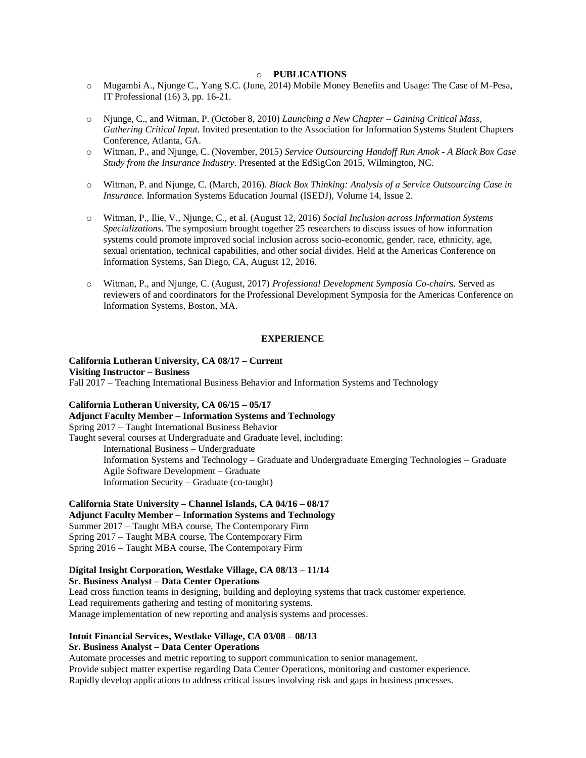## PUBLICATIONS

- Mugambi A., Njunge C., Yang S.C. (June, 2014) Mobile Money Benefits and Usage: The Case of M-Pesa, IT Professional (16) 3, pp. 16-21.
- Njunge, C., and Witman, P. (October 8, 2010) *Launching a New Chapter – Gaining Critical Mass, Gathering Critical Input.* Invited presentation to the Association for Information Systems Student Chapters Conference, Atlanta, GA.
- Witman, P., and Njunge, C. (November, 2015) *Service Outsourcing Handoff Run Amok - A Black Box Case Study from the Insurance Industry*. Presented at the EdSigCon 2015, Wilmington, NC.
- Witman, P. and Njunge, C. (March, 2016). *Black Box Thinking: Analysis of a Service Outsourcing Case in Insurance.* Information Systems Education Journal (ISEDJ), Volume 14, Issue 2.
- Witman, P., Ilie, V., Njunge, C., et al. (August 12, 2016) *Social Inclusion across Information Systems Specializations.* The symposium brought together 25 researchers to discuss issues of how information systems could promote improved social inclusion across socio-economic, gender, race, ethnicity, age, sexual orientation, technical capabilities, and other social divides. Held at the Americas Conference on Information Systems, San Diego, CA, August 12, 2016.
- Witman, P., and Njunge, C. (August, 2017) *Professional Development Symposia Co-chair*s. Served as reviewers of and coordinators for the Professional Development Symposia for the Americas Conference on Information Systems, Boston, MA.

## EXPERIENCE

**California Lutheran University, CA 08/17 – Current**
**Visiting Instructor – Business**
Fall 2017 – Teaching International Business Behavior and Information Systems and Technology

**California Lutheran University, CA 06/15 – 05/17**
**Adjunct Faculty Member – Information Systems and Technology**
Spring 2017 – Taught International Business Behavior
Taught several courses at Undergraduate and Graduate level, including:

International Business – Undergraduate
Information Systems and Technology – Graduate and Undergraduate Emerging Technologies – Graduate
Agile Software Development – Graduate
Information Security – Graduate (co-taught)

**California State University – Channel Islands, CA 04/16 – 08/17**
**Adjunct Faculty Member – Information Systems and Technology**
Summer 2017 – Taught MBA course, The Contemporary Firm
Spring 2017 – Taught MBA course, The Contemporary Firm
Spring 2016 – Taught MBA course, The Contemporary Firm

**Digital Insight Corporation, Westlake Village, CA 08/13 – 11/14**
**Sr. Business Analyst – Data Center Operations**
Lead cross function teams in designing, building and deploying systems that track customer experience.
Lead requirements gathering and testing of monitoring systems.
Manage implementation of new reporting and analysis systems and processes.

**Intuit Financial Services, Westlake Village, CA 03/08 – 08/13**
**Sr. Business Analyst – Data Center Operations**
Automate processes and metric reporting to support communication to senior management.
Provide subject matter expertise regarding Data Center Operations, monitoring and customer experience.
Rapidly develop applications to address critical issues involving risk and gaps in business processes.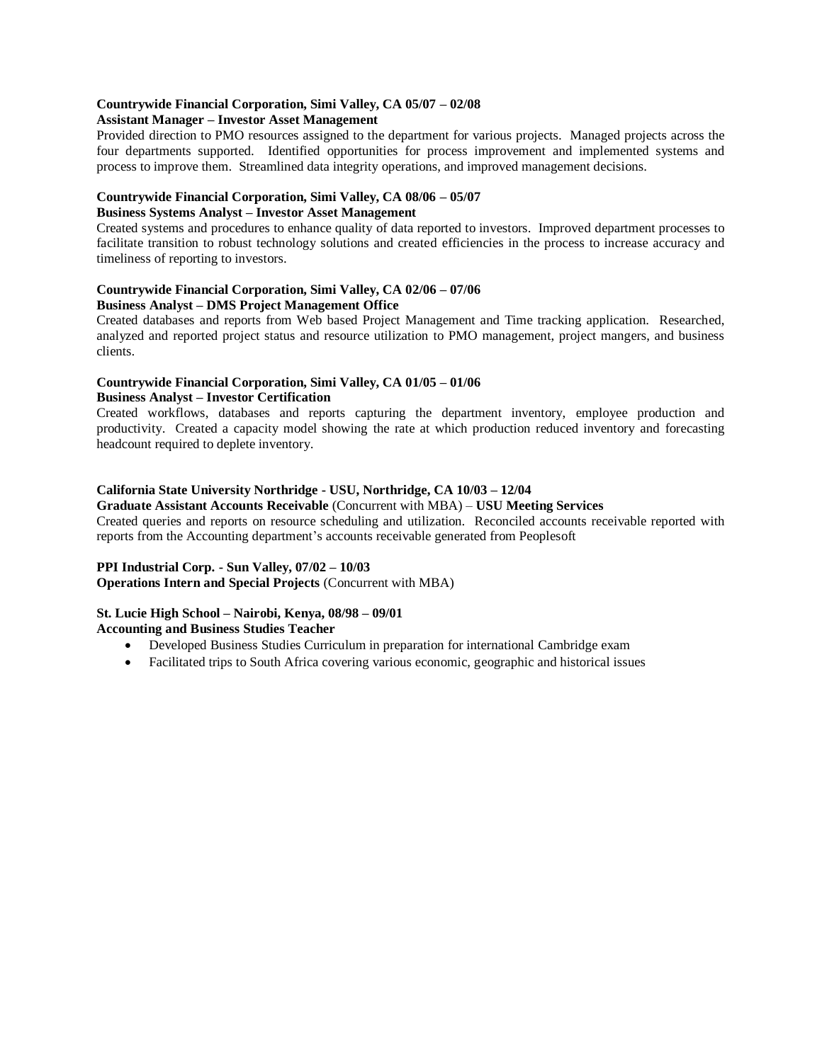**Countrywide Financial Corporation, Simi Valley, CA 05/07 – 02/08**
**Assistant Manager – Investor Asset Management**
Provided direction to PMO resources assigned to the department for various projects. Managed projects across the four departments supported. Identified opportunities for process improvement and implemented systems and process to improve them. Streamlined data integrity operations, and improved management decisions.

**Countrywide Financial Corporation, Simi Valley, CA 08/06 – 05/07**
**Business Systems Analyst – Investor Asset Management**
Created systems and procedures to enhance quality of data reported to investors. Improved department processes to facilitate transition to robust technology solutions and created efficiencies in the process to increase accuracy and timeliness of reporting to investors.

**Countrywide Financial Corporation, Simi Valley, CA 02/06 – 07/06**
**Business Analyst – DMS Project Management Office**
Created databases and reports from Web based Project Management and Time tracking application. Researched, analyzed and reported project status and resource utilization to PMO management, project mangers, and business clients.

**Countrywide Financial Corporation, Simi Valley, CA 01/05 – 01/06**
**Business Analyst – Investor Certification**
Created workflows, databases and reports capturing the department inventory, employee production and productivity. Created a capacity model showing the rate at which production reduced inventory and forecasting headcount required to deplete inventory.

**California State University Northridge - USU, Northridge, CA 10/03 – 12/04**
**Graduate Assistant Accounts Receivable** (Concurrent with MBA) – **USU Meeting Services**
Created queries and reports on resource scheduling and utilization. Reconciled accounts receivable reported with reports from the Accounting department's accounts receivable generated from Peoplesoft

**PPI Industrial Corp. - Sun Valley, 07/02 – 10/03**
**Operations Intern and Special Projects** (Concurrent with MBA)

**St. Lucie High School – Nairobi, Kenya, 08/98 – 09/01**
**Accounting and Business Studies Teacher**

- Developed Business Studies Curriculum in preparation for international Cambridge exam
- Facilitated trips to South Africa covering various economic, geographic and historical issues